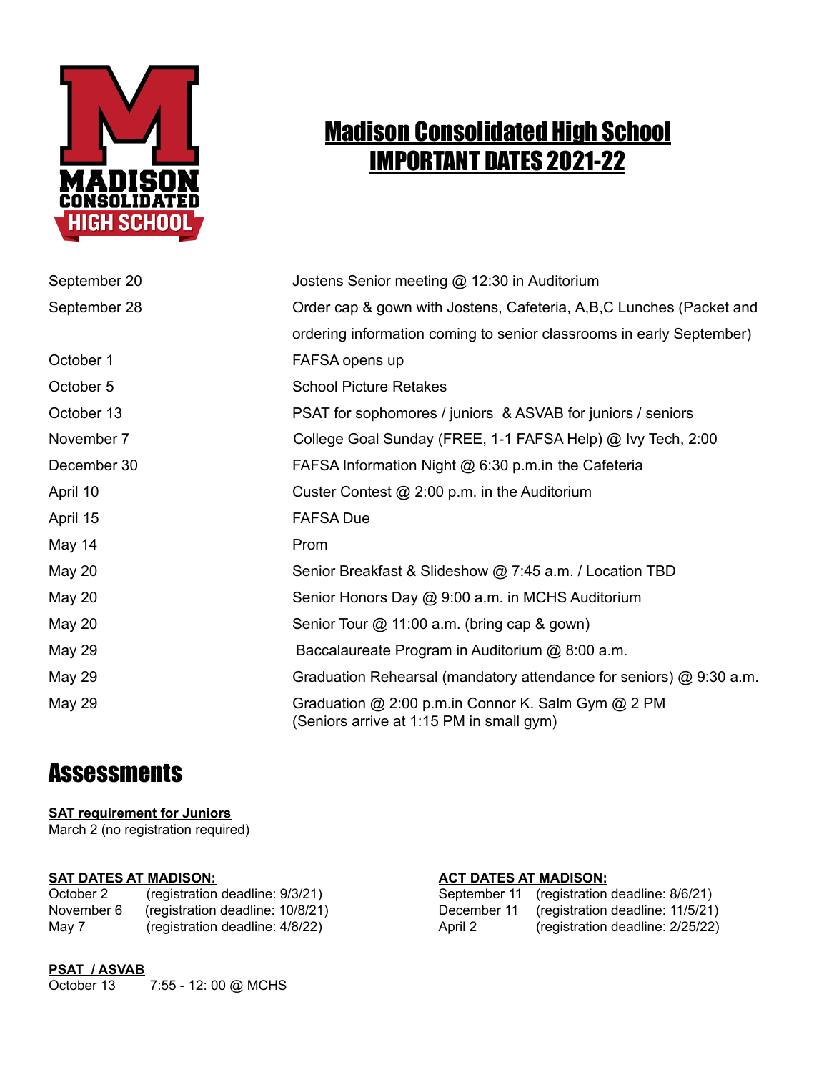# Madison Consolidated High School
# IMPORTANT DATES 2021-22

| Date | Event |
|---|---|
| September 20 | Jostens Senior meeting @ 12:30 in Auditorium |
| September 28 | Order cap & gown with Jostens, Cafeteria, A,B,C Lunches (Packet and ordering information coming to senior classrooms in early September) |
| October 1 | FAFSA opens up |
| October 5 | School Picture Retakes |
| October 13 | PSAT for sophomores / juniors & ASVAB for juniors / seniors |
| November 7 | College Goal Sunday (FREE, 1-1 FAFSA Help) @ Ivy Tech, 2:00 |
| December 30 | FAFSA Information Night @ 6:30 p.m.in the Cafeteria |
| April 10 | Custer Contest @ 2:00 p.m. in the Auditorium |
| April 15 | FAFSA Due |
| May 14 | Prom |
| May 20 | Senior Breakfast & Slideshow @ 7:45 a.m. / Location TBD |
| May 20 | Senior Honors Day @ 9:00 a.m. in MCHS Auditorium |
| May 20 | Senior Tour @ 11:00 a.m. (bring cap & gown) |
| May 29 | Baccalaureate Program in Auditorium @ 8:00 a.m. |
| May 29 | Graduation Rehearsal (mandatory attendance for seniors) @ 9:30 a.m. |
| May 29 | Graduation @ 2:00 p.m.in Connor K. Salm Gym @ 2 PM (Seniors arrive at 1:15 PM in small gym) |

## Assessments

**SAT requirement for Juniors**
March 2 (no registration required)

**SAT DATES AT MADISON:**

| Date | Registration Deadline |
|---|---|
| October 2 | (registration deadline: 9/3/21) |
| November 6 | (registration deadline: 10/8/21) |
| May 7 | (registration deadline: 4/8/22) |

**ACT DATES AT MADISON:**

| Date | Registration Deadline |
|---|---|
| September 11 | (registration deadline: 8/6/21) |
| December 11 | (registration deadline: 11/5/21) |
| April 2 | (registration deadline: 2/25/22) |

**PSAT / ASVAB**
October 13 7:55 - 12: 00 @ MCHS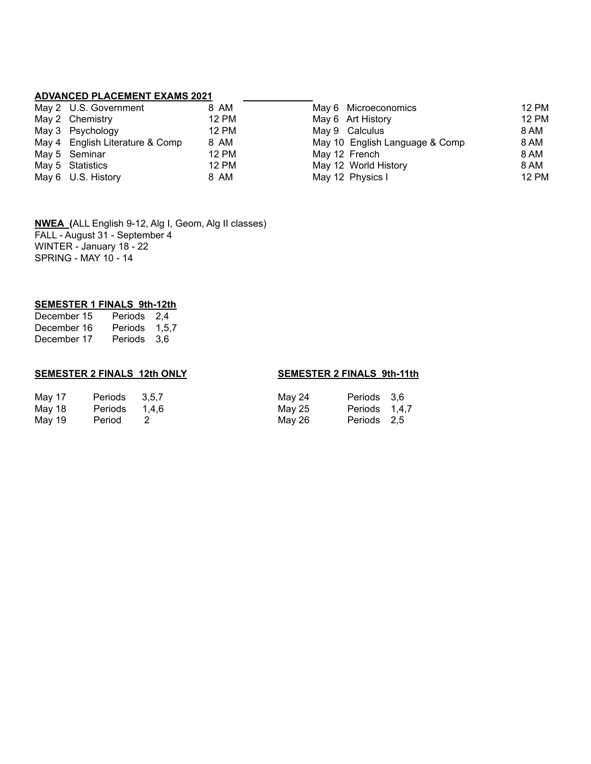**ADVANCED PLACEMENT EXAMS 2021**

| | | |
|---|---|---|
| May 2 | U.S. Government | 8 AM |
| May 2 | Chemistry | 12 PM |
| May 3 | Psychology | 12 PM |
| May 4 | English Literature & Comp | 8 AM |
| May 5 | Seminar | 12 PM |
| May 5 | Statistics | 12 PM |
| May 6 | U.S. History | 8 AM |
| May 6 | Microeconomics | 12 PM |
| May 6 | Art History | 12 PM |
| May 9 | Calculus | 8 AM |
| May 10 | English Language & Comp | 8 AM |
| May 12 | French | 8 AM |
| May 12 | World History | 8 AM |
| May 12 | Physics I | 12 PM |

**NWEA** (ALL English 9-12, Alg I, Geom, Alg II classes)
FALL - August 31 - September 4
WINTER - January 18 - 22
SPRING - MAY 10 - 14

**SEMESTER 1 FINALS 9th-12th**

| | | |
|---|---|---|
| December 15 | Periods | 2,4 |
| December 16 | Periods | 1,5,7 |
| December 17 | Periods | 3,6 |

**SEMESTER 2 FINALS 12th ONLY**

| | | |
|---|---|---|
| May 17 | Periods | 3,5,7 |
| May 18 | Periods | 1,4,6 |
| May 19 | Period | 2 |

**SEMESTER 2 FINALS 9th-11th**

| | | |
|---|---|---|
| May 24 | Periods | 3,6 |
| May 25 | Periods | 1,4,7 |
| May 26 | Periods | 2,5 |